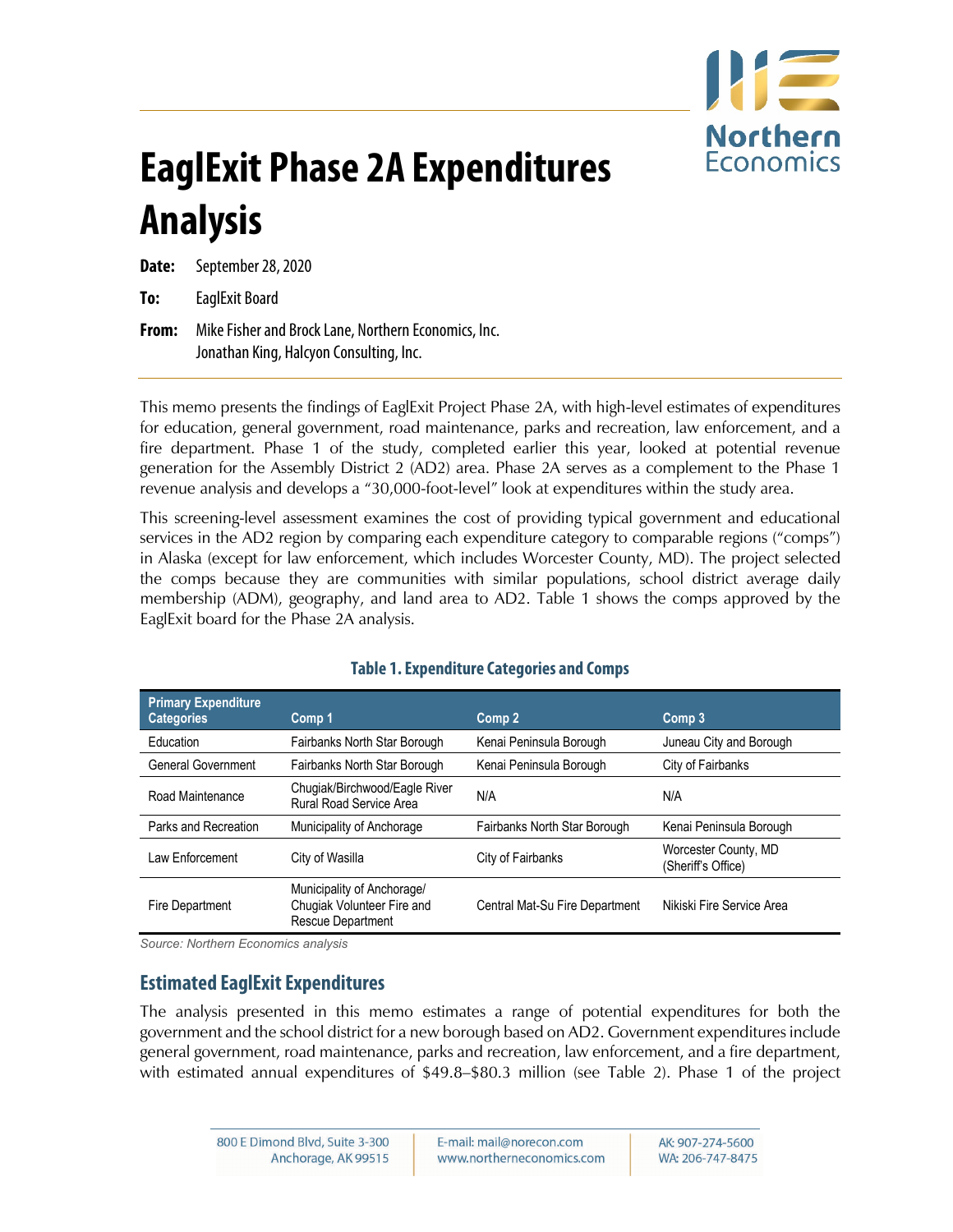# EaglExit Phase 2A Expenditures Analysis

**Date:** September 28, 2020

**To:** EaglExit Board

**From:** Mike Fisher and Brock Lane, Northern Economics, Inc.
Jonathan King, Halcyon Consulting, Inc.

This memo presents the findings of EaglExit Project Phase 2A, with high-level estimates of expenditures for education, general government, road maintenance, parks and recreation, law enforcement, and a fire department. Phase 1 of the study, completed earlier this year, looked at potential revenue generation for the Assembly District 2 (AD2) area. Phase 2A serves as a complement to the Phase 1 revenue analysis and develops a "30,000-foot-level" look at expenditures within the study area.

This screening-level assessment examines the cost of providing typical government and educational services in the AD2 region by comparing each expenditure category to comparable regions ("comps") in Alaska (except for law enforcement, which includes Worcester County, MD). The project selected the comps because they are communities with similar populations, school district average daily membership (ADM), geography, and land area to AD2. Table 1 shows the comps approved by the EaglExit board for the Phase 2A analysis.

**Table 1. Expenditure Categories and Comps**

| Primary Expenditure Categories | Comp 1 | Comp 2 | Comp 3 |
|---|---|---|---|
| Education | Fairbanks North Star Borough | Kenai Peninsula Borough | Juneau City and Borough |
| General Government | Fairbanks North Star Borough | Kenai Peninsula Borough | City of Fairbanks |
| Road Maintenance | Chugiak/Birchwood/Eagle River Rural Road Service Area | N/A | N/A |
| Parks and Recreation | Municipality of Anchorage | Fairbanks North Star Borough | Kenai Peninsula Borough |
| Law Enforcement | City of Wasilla | City of Fairbanks | Worcester County, MD (Sheriff's Office) |
| Fire Department | Municipality of Anchorage/ Chugiak Volunteer Fire and Rescue Department | Central Mat-Su Fire Department | Nikiski Fire Service Area |

*Source: Northern Economics analysis*

## Estimated EaglExit Expenditures

The analysis presented in this memo estimates a range of potential expenditures for both the government and the school district for a new borough based on AD2. Government expenditures include general government, road maintenance, parks and recreation, law enforcement, and a fire department, with estimated annual expenditures of $49.8–$80.3 million (see Table 2). Phase 1 of the project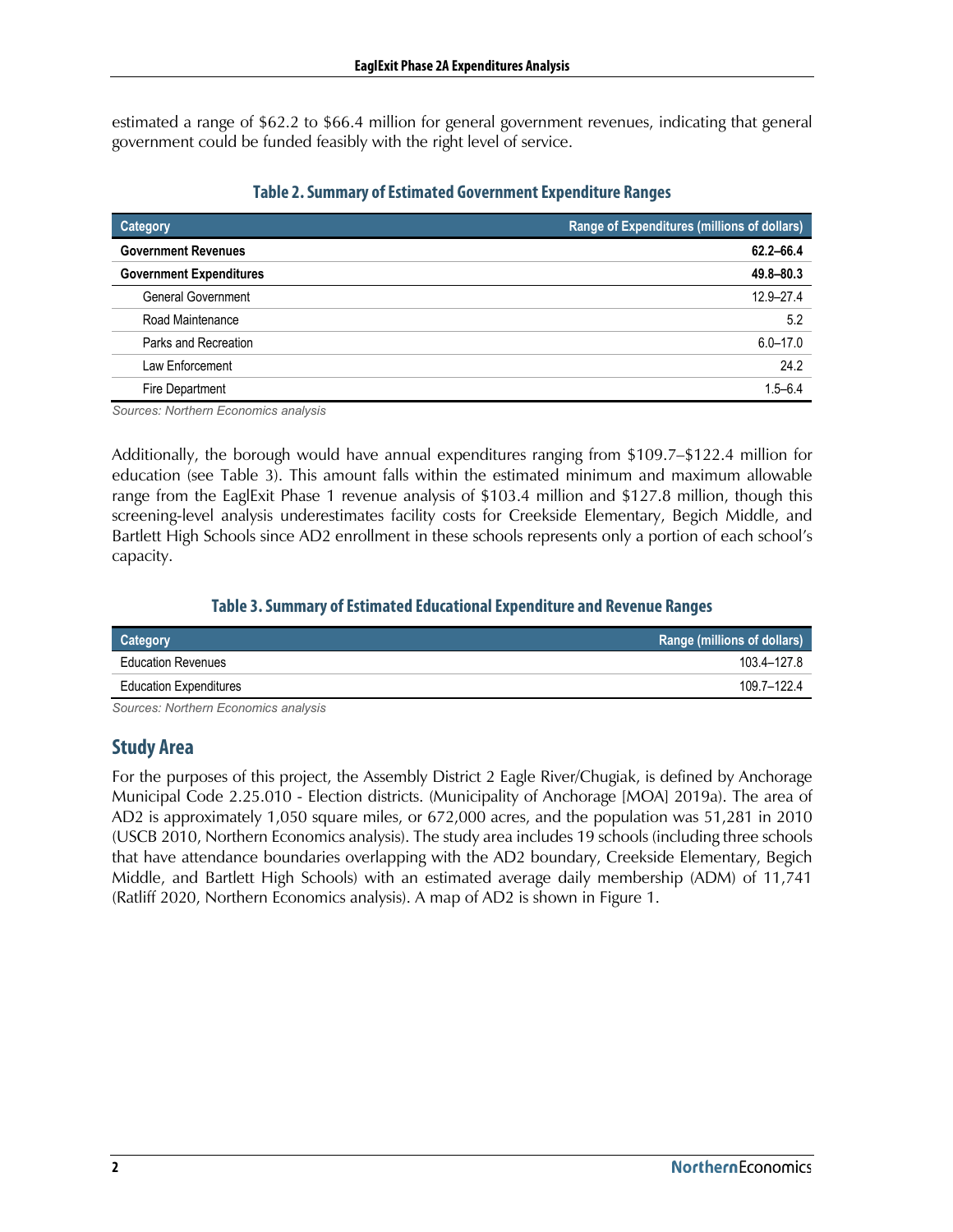estimated a range of $62.2 to $66.4 million for general government revenues, indicating that general government could be funded feasibly with the right level of service.

**Table 2. Summary of Estimated Government Expenditure Ranges**

| Category | Range of Expenditures (millions of dollars) |
| --- | --- |
| **Government Revenues** | **62.2–66.4** |
| **Government Expenditures** | **49.8–80.3** |
| General Government | 12.9–27.4 |
| Road Maintenance | 5.2 |
| Parks and Recreation | 6.0–17.0 |
| Law Enforcement | 24.2 |
| Fire Department | 1.5–6.4 |

*Sources: Northern Economics analysis*

Additionally, the borough would have annual expenditures ranging from $109.7–$122.4 million for education (see Table 3). This amount falls within the estimated minimum and maximum allowable range from the EaglExit Phase 1 revenue analysis of $103.4 million and $127.8 million, though this screening-level analysis underestimates facility costs for Creekside Elementary, Begich Middle, and Bartlett High Schools since AD2 enrollment in these schools represents only a portion of each school's capacity.

**Table 3. Summary of Estimated Educational Expenditure and Revenue Ranges**

| Category | Range (millions of dollars) |
| --- | --- |
| Education Revenues | 103.4–127.8 |
| Education Expenditures | 109.7–122.4 |

*Sources: Northern Economics analysis*

## Study Area

For the purposes of this project, the Assembly District 2 Eagle River/Chugiak, is defined by Anchorage Municipal Code 2.25.010 - Election districts. (Municipality of Anchorage [MOA] 2019a). The area of AD2 is approximately 1,050 square miles, or 672,000 acres, and the population was 51,281 in 2010 (USCB 2010, Northern Economics analysis). The study area includes 19 schools (including three schools that have attendance boundaries overlapping with the AD2 boundary, Creekside Elementary, Begich Middle, and Bartlett High Schools) with an estimated average daily membership (ADM) of 11,741 (Ratliff 2020, Northern Economics analysis). A map of AD2 is shown in Figure 1.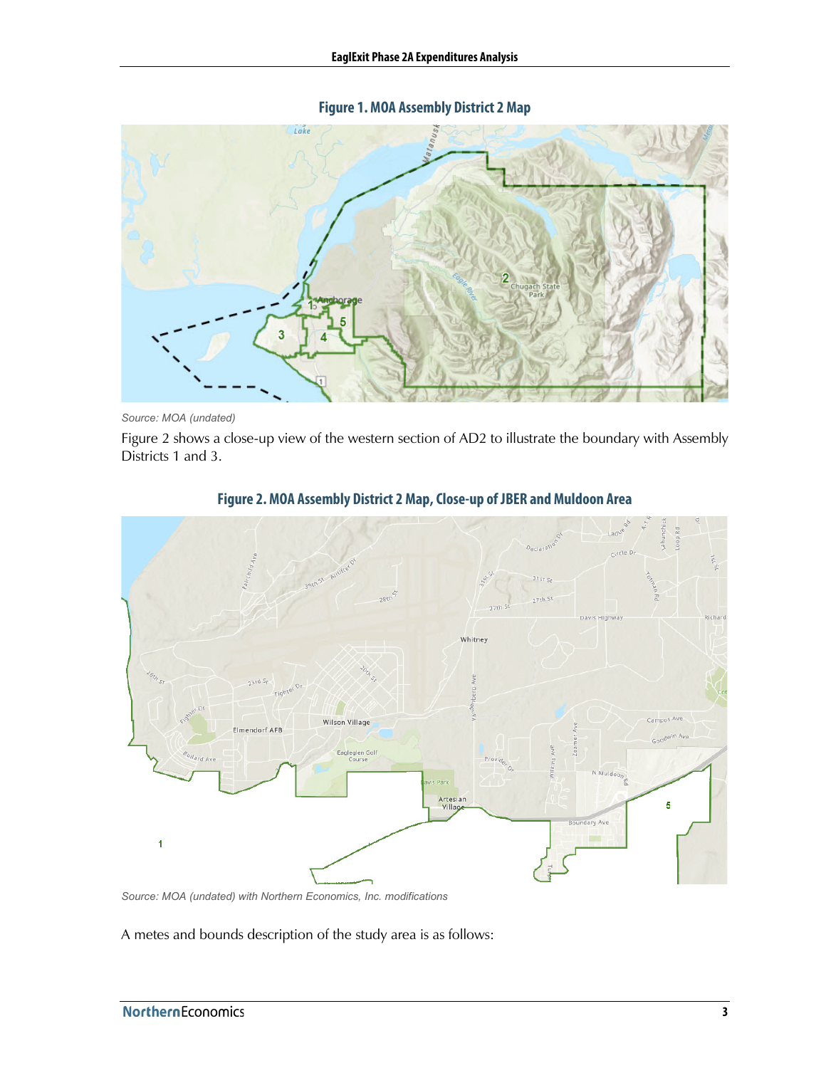**Figure 1. MOA Assembly District 2 Map**

Source: MOA (undated)

Figure 2 shows a close-up view of the western section of AD2 to illustrate the boundary with Assembly Districts 1 and 3.

**Figure 2. MOA Assembly District 2 Map, Close-up of JBER and Muldoon Area**

Source: MOA (undated) with Northern Economics, Inc. modifications

A metes and bounds description of the study area is as follows: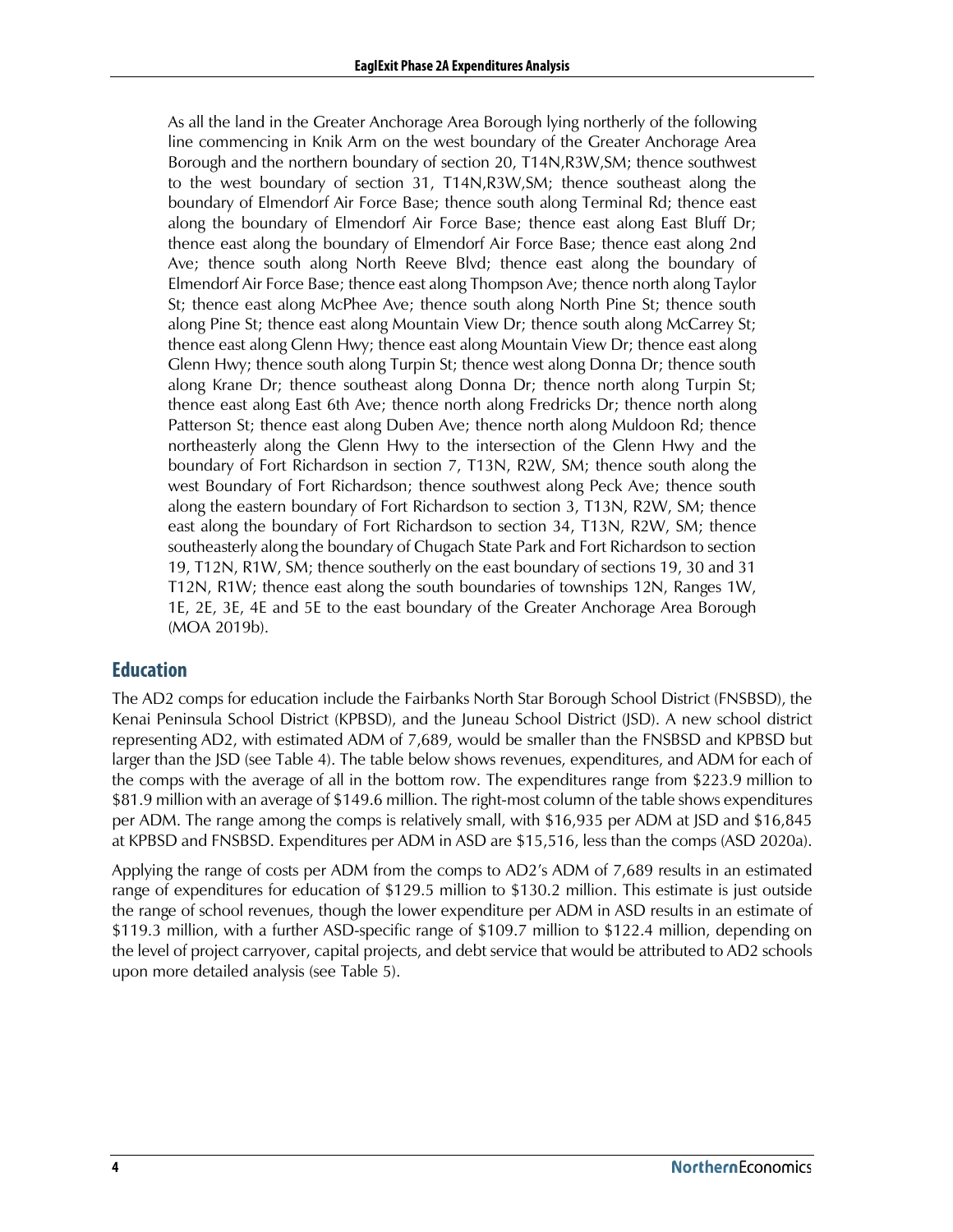As all the land in the Greater Anchorage Area Borough lying northerly of the following line commencing in Knik Arm on the west boundary of the Greater Anchorage Area Borough and the northern boundary of section 20, T14N,R3W,SM; thence southwest to the west boundary of section 31, T14N,R3W,SM; thence southeast along the boundary of Elmendorf Air Force Base; thence south along Terminal Rd; thence east along the boundary of Elmendorf Air Force Base; thence east along East Bluff Dr; thence east along the boundary of Elmendorf Air Force Base; thence east along 2nd Ave; thence south along North Reeve Blvd; thence east along the boundary of Elmendorf Air Force Base; thence east along Thompson Ave; thence north along Taylor St; thence east along McPhee Ave; thence south along North Pine St; thence south along Pine St; thence east along Mountain View Dr; thence south along McCarrey St; thence east along Glenn Hwy; thence east along Mountain View Dr; thence east along Glenn Hwy; thence south along Turpin St; thence west along Donna Dr; thence south along Krane Dr; thence southeast along Donna Dr; thence north along Turpin St; thence east along East 6th Ave; thence north along Fredricks Dr; thence north along Patterson St; thence east along Duben Ave; thence north along Muldoon Rd; thence northeasterly along the Glenn Hwy to the intersection of the Glenn Hwy and the boundary of Fort Richardson in section 7, T13N, R2W, SM; thence south along the west Boundary of Fort Richardson; thence southwest along Peck Ave; thence south along the eastern boundary of Fort Richardson to section 3, T13N, R2W, SM; thence east along the boundary of Fort Richardson to section 34, T13N, R2W, SM; thence southeasterly along the boundary of Chugach State Park and Fort Richardson to section 19, T12N, R1W, SM; thence southerly on the east boundary of sections 19, 30 and 31 T12N, R1W; thence east along the south boundaries of townships 12N, Ranges 1W, 1E, 2E, 3E, 4E and 5E to the east boundary of the Greater Anchorage Area Borough (MOA 2019b).

## Education

The AD2 comps for education include the Fairbanks North Star Borough School District (FNSBSD), the Kenai Peninsula School District (KPBSD), and the Juneau School District (JSD). A new school district representing AD2, with estimated ADM of 7,689, would be smaller than the FNSBSD and KPBSD but larger than the JSD (see Table 4). The table below shows revenues, expenditures, and ADM for each of the comps with the average of all in the bottom row. The expenditures range from $223.9 million to $81.9 million with an average of $149.6 million. The right-most column of the table shows expenditures per ADM. The range among the comps is relatively small, with $16,935 per ADM at JSD and $16,845 at KPBSD and FNSBSD. Expenditures per ADM in ASD are $15,516, less than the comps (ASD 2020a).

Applying the range of costs per ADM from the comps to AD2's ADM of 7,689 results in an estimated range of expenditures for education of $129.5 million to $130.2 million. This estimate is just outside the range of school revenues, though the lower expenditure per ADM in ASD results in an estimate of $119.3 million, with a further ASD-specific range of $109.7 million to $122.4 million, depending on the level of project carryover, capital projects, and debt service that would be attributed to AD2 schools upon more detailed analysis (see Table 5).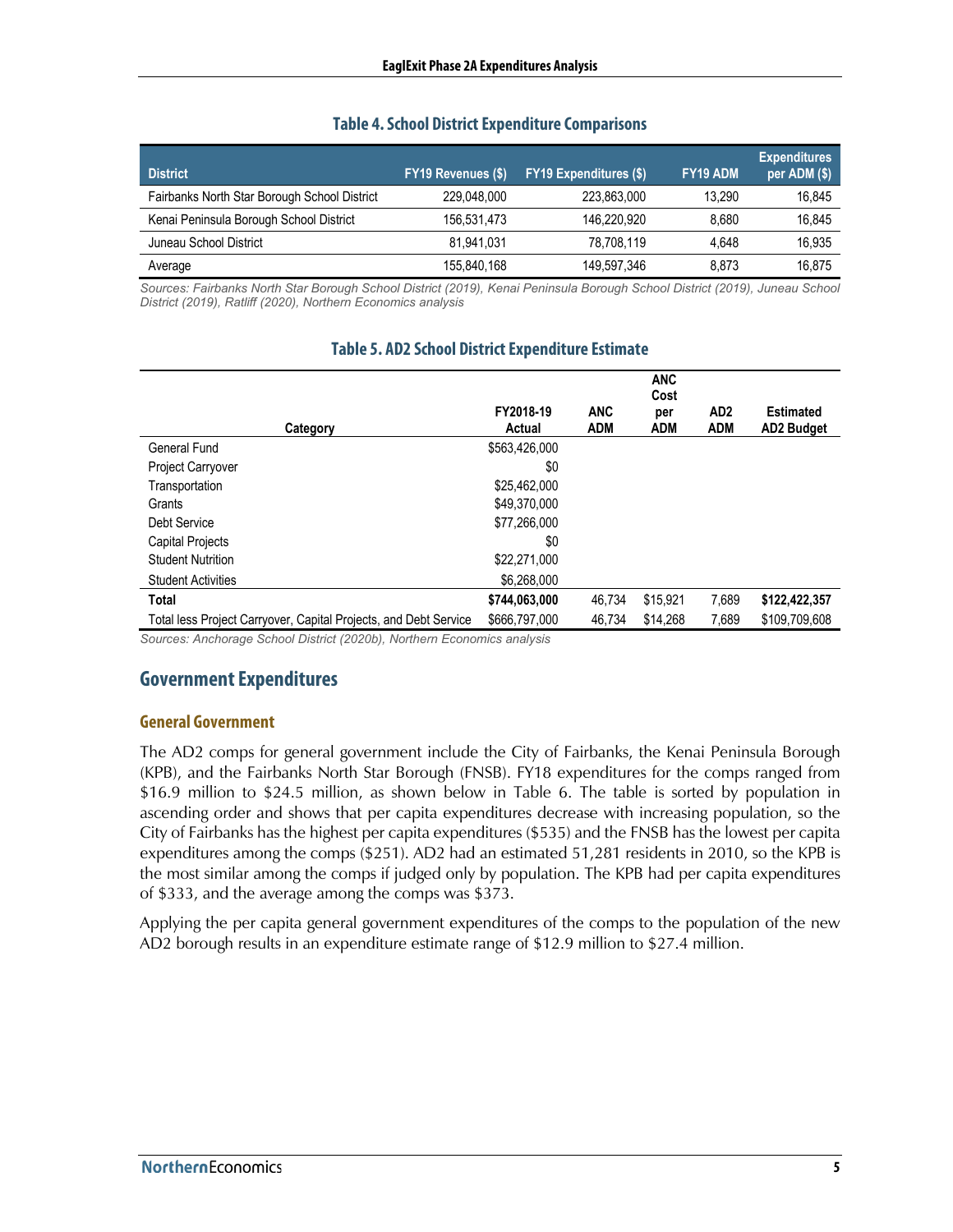### Table 4. School District Expenditure Comparisons

| District | FY19 Revenues ($) | FY19 Expenditures ($) | FY19 ADM | Expenditures per ADM ($) |
|---|---|---|---|---|
| Fairbanks North Star Borough School District | 229,048,000 | 223,863,000 | 13,290 | 16,845 |
| Kenai Peninsula Borough School District | 156,531,473 | 146,220,920 | 8,680 | 16,845 |
| Juneau School District | 81,941,031 | 78,708,119 | 4,648 | 16,935 |
| Average | 155,840,168 | 149,597,346 | 8,873 | 16,875 |

*Sources: Fairbanks North Star Borough School District (2019), Kenai Peninsula Borough School District (2019), Juneau School District (2019), Ratliff (2020), Northern Economics analysis*

### Table 5. AD2 School District Expenditure Estimate

| Category | FY2018-19 Actual | ANC ADM | ANC Cost per ADM | AD2 ADM | Estimated AD2 Budget |
|---|---|---|---|---|---|
| General Fund | $563,426,000 | | | | |
| Project Carryover | $0 | | | | |
| Transportation | $25,462,000 | | | | |
| Grants | $49,370,000 | | | | |
| Debt Service | $77,266,000 | | | | |
| Capital Projects | $0 | | | | |
| Student Nutrition | $22,271,000 | | | | |
| Student Activities | $6,268,000 | | | | |
| **Total** | **$744,063,000** | 46,734 | $15,921 | 7,689 | **$122,422,357** |
| Total less Project Carryover, Capital Projects, and Debt Service | $666,797,000 | 46,734 | $14,268 | 7,689 | $109,709,608 |

*Sources: Anchorage School District (2020b), Northern Economics analysis*

## Government Expenditures

### General Government

The AD2 comps for general government include the City of Fairbanks, the Kenai Peninsula Borough (KPB), and the Fairbanks North Star Borough (FNSB). FY18 expenditures for the comps ranged from $16.9 million to $24.5 million, as shown below in Table 6. The table is sorted by population in ascending order and shows that per capita expenditures decrease with increasing population, so the City of Fairbanks has the highest per capita expenditures ($535) and the FNSB has the lowest per capita expenditures among the comps ($251). AD2 had an estimated 51,281 residents in 2010, so the KPB is the most similar among the comps if judged only by population. The KPB had per capita expenditures of $333, and the average among the comps was $373.

Applying the per capita general government expenditures of the comps to the population of the new AD2 borough results in an expenditure estimate range of $12.9 million to $27.4 million.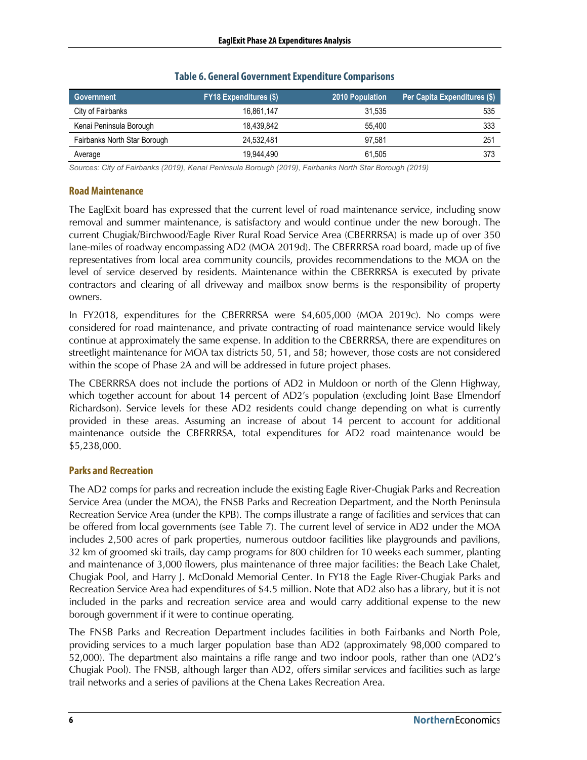**Table 6. General Government Expenditure Comparisons**

| Government | FY18 Expenditures ($) | 2010 Population | Per Capita Expenditures ($) |
|---|---|---|---|
| City of Fairbanks | 16,861,147 | 31,535 | 535 |
| Kenai Peninsula Borough | 18,439,842 | 55,400 | 333 |
| Fairbanks North Star Borough | 24,532,481 | 97,581 | 251 |
| Average | 19,944,490 | 61,505 | 373 |

*Sources: City of Fairbanks (2019), Kenai Peninsula Borough (2019), Fairbanks North Star Borough (2019)*

### Road Maintenance

The EaglExit board has expressed that the current level of road maintenance service, including snow removal and summer maintenance, is satisfactory and would continue under the new borough. The current Chugiak/Birchwood/Eagle River Rural Road Service Area (CBERRRSA) is made up of over 350 lane-miles of roadway encompassing AD2 (MOA 2019d). The CBERRRSA road board, made up of five representatives from local area community councils, provides recommendations to the MOA on the level of service deserved by residents. Maintenance within the CBERRRSA is executed by private contractors and clearing of all driveway and mailbox snow berms is the responsibility of property owners.

In FY2018, expenditures for the CBERRRSA were $4,605,000 (MOA 2019c). No comps were considered for road maintenance, and private contracting of road maintenance service would likely continue at approximately the same expense. In addition to the CBERRRSA, there are expenditures on streetlight maintenance for MOA tax districts 50, 51, and 58; however, those costs are not considered within the scope of Phase 2A and will be addressed in future project phases.

The CBERRRSA does not include the portions of AD2 in Muldoon or north of the Glenn Highway, which together account for about 14 percent of AD2's population (excluding Joint Base Elmendorf Richardson). Service levels for these AD2 residents could change depending on what is currently provided in these areas. Assuming an increase of about 14 percent to account for additional maintenance outside the CBERRRSA, total expenditures for AD2 road maintenance would be $5,238,000.

### Parks and Recreation

The AD2 comps for parks and recreation include the existing Eagle River-Chugiak Parks and Recreation Service Area (under the MOA), the FNSB Parks and Recreation Department, and the North Peninsula Recreation Service Area (under the KPB). The comps illustrate a range of facilities and services that can be offered from local governments (see Table 7). The current level of service in AD2 under the MOA includes 2,500 acres of park properties, numerous outdoor facilities like playgrounds and pavilions, 32 km of groomed ski trails, day camp programs for 800 children for 10 weeks each summer, planting and maintenance of 3,000 flowers, plus maintenance of three major facilities: the Beach Lake Chalet, Chugiak Pool, and Harry J. McDonald Memorial Center. In FY18 the Eagle River-Chugiak Parks and Recreation Service Area had expenditures of $4.5 million. Note that AD2 also has a library, but it is not included in the parks and recreation service area and would carry additional expense to the new borough government if it were to continue operating.

The FNSB Parks and Recreation Department includes facilities in both Fairbanks and North Pole, providing services to a much larger population base than AD2 (approximately 98,000 compared to 52,000). The department also maintains a rifle range and two indoor pools, rather than one (AD2's Chugiak Pool). The FNSB, although larger than AD2, offers similar services and facilities such as large trail networks and a series of pavilions at the Chena Lakes Recreation Area.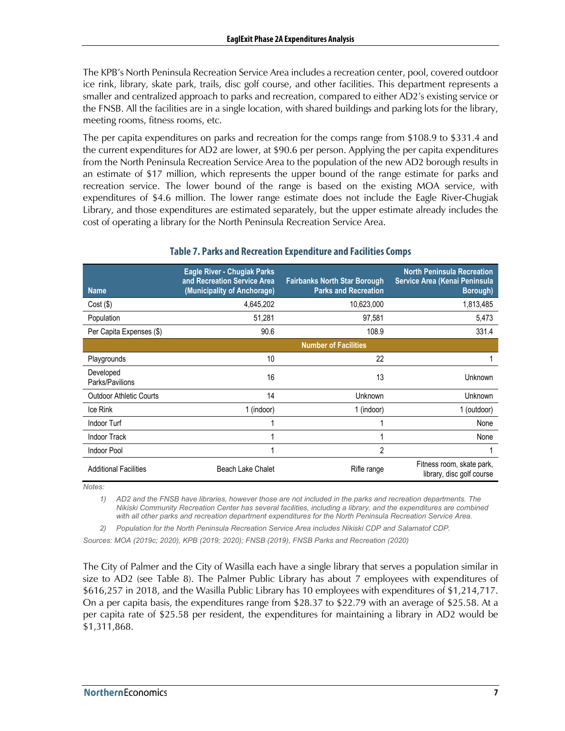The KPB's North Peninsula Recreation Service Area includes a recreation center, pool, covered outdoor ice rink, library, skate park, trails, disc golf course, and other facilities. This department represents a smaller and centralized approach to parks and recreation, compared to either AD2's existing service or the FNSB. All the facilities are in a single location, with shared buildings and parking lots for the library, meeting rooms, fitness rooms, etc.

The per capita expenditures on parks and recreation for the comps range from $108.9 to $331.4 and the current expenditures for AD2 are lower, at $90.6 per person. Applying the per capita expenditures from the North Peninsula Recreation Service Area to the population of the new AD2 borough results in an estimate of $17 million, which represents the upper bound of the range estimate for parks and recreation service. The lower bound of the range is based on the existing MOA service, with expenditures of $4.6 million. The lower range estimate does not include the Eagle River-Chugiak Library, and those expenditures are estimated separately, but the upper estimate already includes the cost of operating a library for the North Peninsula Recreation Service Area.

### Table 7. Parks and Recreation Expenditure and Facilities Comps

| Name | Eagle River - Chugiak Parks and Recreation Service Area (Municipality of Anchorage) | Fairbanks North Star Borough Parks and Recreation | North Peninsula Recreation Service Area (Kenai Peninsula Borough) |
|---|---|---|---|
| Cost ($) | 4,645,202 | 10,623,000 | 1,813,485 |
| Population | 51,281 | 97,581 | 5,473 |
| Per Capita Expenses ($) | 90.6 | 108.9 | 331.4 |
| **Number of Facilities** | | | |
| Playgrounds | 10 | 22 | 1 |
| Developed Parks/Pavilions | 16 | 13 | Unknown |
| Outdoor Athletic Courts | 14 | Unknown | Unknown |
| Ice Rink | 1 (indoor) | 1 (indoor) | 1 (outdoor) |
| Indoor Turf | 1 | 1 | None |
| Indoor Track | 1 | 1 | None |
| Indoor Pool | 1 | 2 | 1 |
| Additional Facilities | Beach Lake Chalet | Rifle range | Fitness room, skate park, library, disc golf course |

*Notes:*

1) *AD2 and the FNSB have libraries, however those are not included in the parks and recreation departments. The Nikiski Community Recreation Center has several facilities, including a library, and the expenditures are combined with all other parks and recreation department expenditures for the North Peninsula Recreation Service Area.*

2) *Population for the North Peninsula Recreation Service Area includes Nikiski CDP and Salamatof CDP.*

*Sources: MOA (2019c; 2020), KPB (2019; 2020); FNSB (2019), FNSB Parks and Recreation (2020)*

The City of Palmer and the City of Wasilla each have a single library that serves a population similar in size to AD2 (see Table 8). The Palmer Public Library has about 7 employees with expenditures of $616,257 in 2018, and the Wasilla Public Library has 10 employees with expenditures of $1,214,717. On a per capita basis, the expenditures range from $28.37 to $22.79 with an average of $25.58. At a per capita rate of $25.58 per resident, the expenditures for maintaining a library in AD2 would be $1,311,868.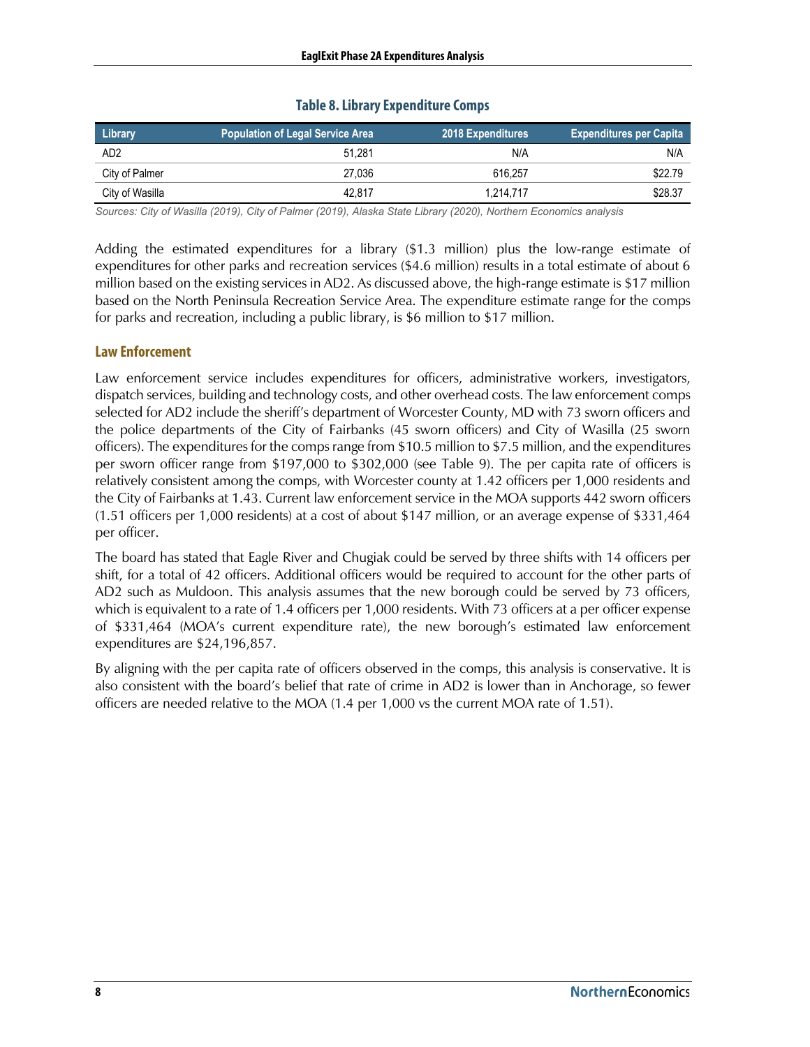**Table 8. Library Expenditure Comps**

| Library | Population of Legal Service Area | 2018 Expenditures | Expenditures per Capita |
|---|---|---|---|
| AD2 | 51,281 | N/A | N/A |
| City of Palmer | 27,036 | 616,257 | $22.79 |
| City of Wasilla | 42,817 | 1,214,717 | $28.37 |

*Sources: City of Wasilla (2019), City of Palmer (2019), Alaska State Library (2020), Northern Economics analysis*

Adding the estimated expenditures for a library ($1.3 million) plus the low-range estimate of expenditures for other parks and recreation services ($4.6 million) results in a total estimate of about 6 million based on the existing services in AD2. As discussed above, the high-range estimate is $17 million based on the North Peninsula Recreation Service Area. The expenditure estimate range for the comps for parks and recreation, including a public library, is $6 million to $17 million.

### Law Enforcement

Law enforcement service includes expenditures for officers, administrative workers, investigators, dispatch services, building and technology costs, and other overhead costs. The law enforcement comps selected for AD2 include the sheriff's department of Worcester County, MD with 73 sworn officers and the police departments of the City of Fairbanks (45 sworn officers) and City of Wasilla (25 sworn officers). The expenditures for the comps range from $10.5 million to $7.5 million, and the expenditures per sworn officer range from $197,000 to $302,000 (see Table 9). The per capita rate of officers is relatively consistent among the comps, with Worcester county at 1.42 officers per 1,000 residents and the City of Fairbanks at 1.43. Current law enforcement service in the MOA supports 442 sworn officers (1.51 officers per 1,000 residents) at a cost of about $147 million, or an average expense of $331,464 per officer.

The board has stated that Eagle River and Chugiak could be served by three shifts with 14 officers per shift, for a total of 42 officers. Additional officers would be required to account for the other parts of AD2 such as Muldoon. This analysis assumes that the new borough could be served by 73 officers, which is equivalent to a rate of 1.4 officers per 1,000 residents. With 73 officers at a per officer expense of $331,464 (MOA's current expenditure rate), the new borough's estimated law enforcement expenditures are $24,196,857.

By aligning with the per capita rate of officers observed in the comps, this analysis is conservative. It is also consistent with the board's belief that rate of crime in AD2 is lower than in Anchorage, so fewer officers are needed relative to the MOA (1.4 per 1,000 vs the current MOA rate of 1.51).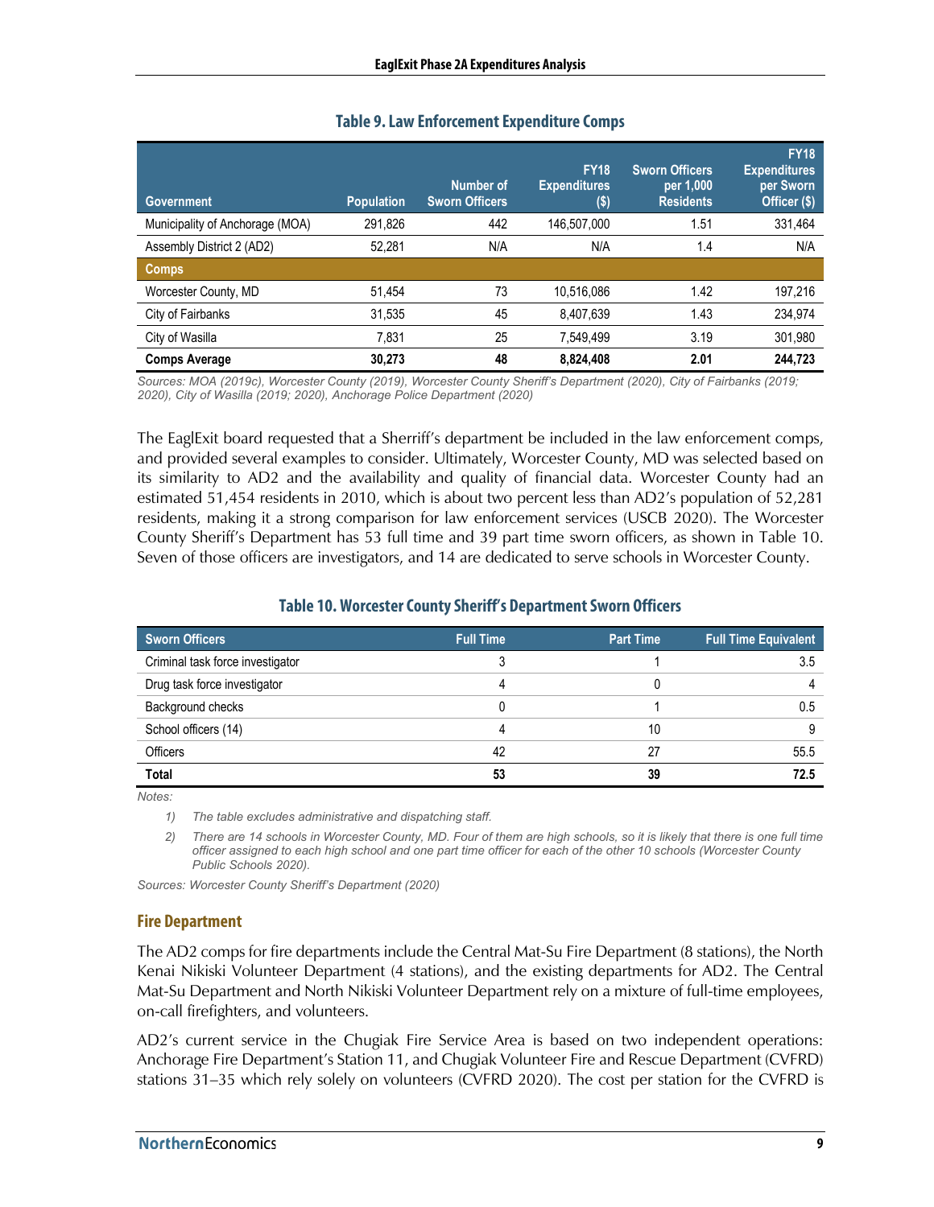**Table 9. Law Enforcement Expenditure Comps**

| Government | Population | Number of Sworn Officers | FY18 Expenditures ($) | Sworn Officers per 1,000 Residents | FY18 Expenditures per Sworn Officer ($) |
|---|---|---|---|---|---|
| Municipality of Anchorage (MOA) | 291,826 | 442 | 146,507,000 | 1.51 | 331,464 |
| Assembly District 2 (AD2) | 52,281 | N/A | N/A | 1.4 | N/A |
| **Comps** | | | | | |
| Worcester County, MD | 51,454 | 73 | 10,516,086 | 1.42 | 197,216 |
| City of Fairbanks | 31,535 | 45 | 8,407,639 | 1.43 | 234,974 |
| City of Wasilla | 7,831 | 25 | 7,549,499 | 3.19 | 301,980 |
| **Comps Average** | **30,273** | **48** | **8,824,408** | **2.01** | **244,723** |

*Sources: MOA (2019c), Worcester County (2019), Worcester County Sheriff's Department (2020), City of Fairbanks (2019; 2020), City of Wasilla (2019; 2020), Anchorage Police Department (2020)*

The EaglExit board requested that a Sherriff's department be included in the law enforcement comps, and provided several examples to consider. Ultimately, Worcester County, MD was selected based on its similarity to AD2 and the availability and quality of financial data. Worcester County had an estimated 51,454 residents in 2010, which is about two percent less than AD2's population of 52,281 residents, making it a strong comparison for law enforcement services (USCB 2020). The Worcester County Sheriff's Department has 53 full time and 39 part time sworn officers, as shown in Table 10. Seven of those officers are investigators, and 14 are dedicated to serve schools in Worcester County.

**Table 10. Worcester County Sheriff's Department Sworn Officers**

| Sworn Officers | Full Time | Part Time | Full Time Equivalent |
|---|---|---|---|
| Criminal task force investigator | 3 | 1 | 3.5 |
| Drug task force investigator | 4 | 0 | 4 |
| Background checks | 0 | 1 | 0.5 |
| School officers (14) | 4 | 10 | 9 |
| Officers | 42 | 27 | 55.5 |
| **Total** | **53** | **39** | **72.5** |

*Notes:*

1) *The table excludes administrative and dispatching staff.*
2) *There are 14 schools in Worcester County, MD. Four of them are high schools, so it is likely that there is one full time officer assigned to each high school and one part time officer for each of the other 10 schools (Worcester County Public Schools 2020).*

*Sources: Worcester County Sheriff's Department (2020)*

### Fire Department

The AD2 comps for fire departments include the Central Mat-Su Fire Department (8 stations), the North Kenai Nikiski Volunteer Department (4 stations), and the existing departments for AD2. The Central Mat-Su Department and North Nikiski Volunteer Department rely on a mixture of full-time employees, on-call firefighters, and volunteers.

AD2's current service in the Chugiak Fire Service Area is based on two independent operations: Anchorage Fire Department's Station 11, and Chugiak Volunteer Fire and Rescue Department (CVFRD) stations 31–35 which rely solely on volunteers (CVFRD 2020). The cost per station for the CVFRD is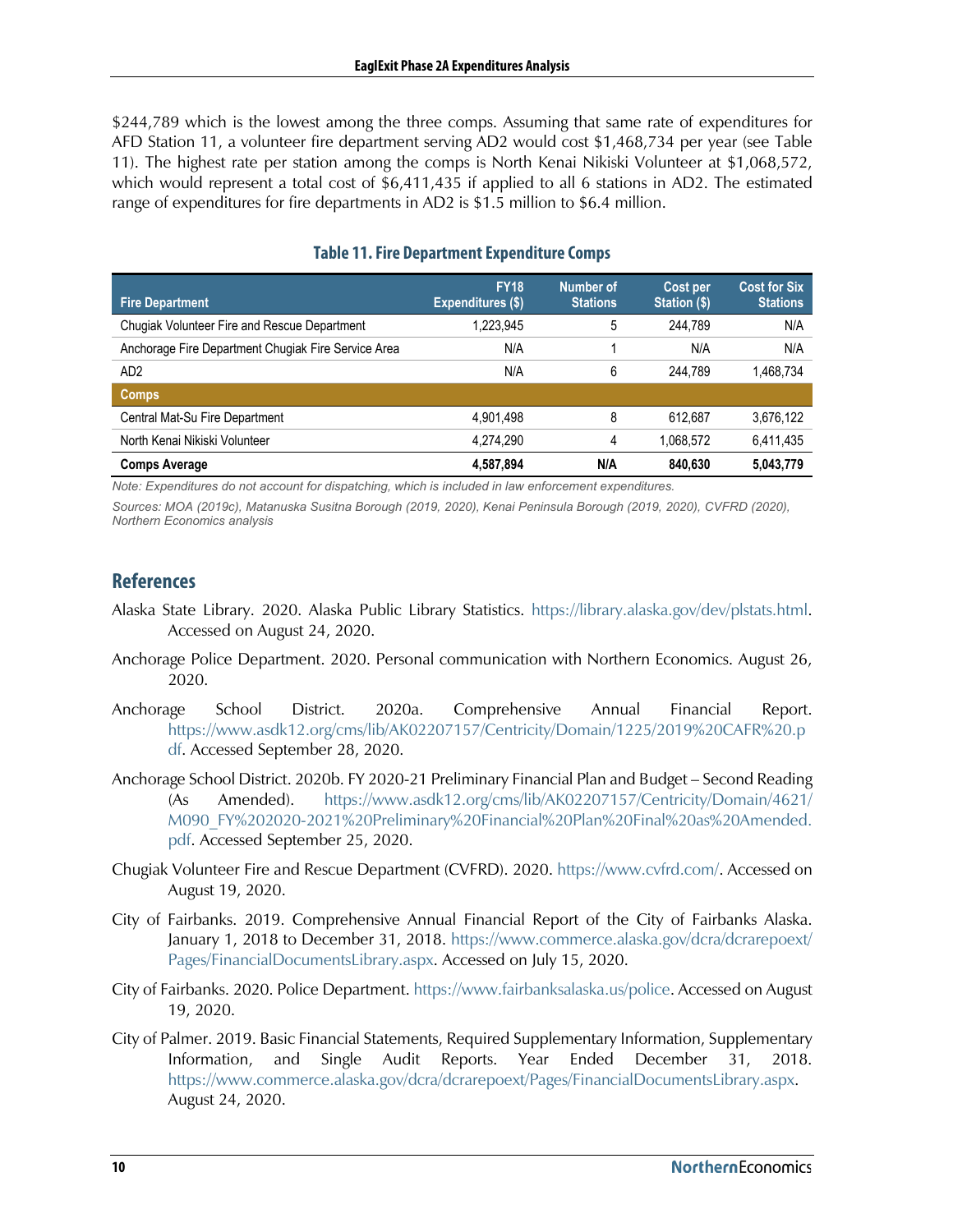$244,789 which is the lowest among the three comps. Assuming that same rate of expenditures for AFD Station 11, a volunteer fire department serving AD2 would cost $1,468,734 per year (see Table 11). The highest rate per station among the comps is North Kenai Nikiski Volunteer at $1,068,572, which would represent a total cost of $6,411,435 if applied to all 6 stations in AD2. The estimated range of expenditures for fire departments in AD2 is $1.5 million to $6.4 million.

**Table 11. Fire Department Expenditure Comps**

| Fire Department | FY18 Expenditures ($) | Number of Stations | Cost per Station ($) | Cost for Six Stations |
|---|---|---|---|---|
| Chugiak Volunteer Fire and Rescue Department | 1,223,945 | 5 | 244,789 | N/A |
| Anchorage Fire Department Chugiak Fire Service Area | N/A | 1 | N/A | N/A |
| AD2 | N/A | 6 | 244,789 | 1,468,734 |
| **Comps** | | | | |
| Central Mat-Su Fire Department | 4,901,498 | 8 | 612,687 | 3,676,122 |
| North Kenai Nikiski Volunteer | 4,274,290 | 4 | 1,068,572 | 6,411,435 |
| **Comps Average** | **4,587,894** | **N/A** | **840,630** | **5,043,779** |

*Note: Expenditures do not account for dispatching, which is included in law enforcement expenditures.*

*Sources: MOA (2019c), Matanuska Susitna Borough (2019, 2020), Kenai Peninsula Borough (2019, 2020), CVFRD (2020), Northern Economics analysis*

## References

Alaska State Library. 2020. Alaska Public Library Statistics. https://library.alaska.gov/dev/plstats.html. Accessed on August 24, 2020.

Anchorage Police Department. 2020. Personal communication with Northern Economics. August 26, 2020.

Anchorage School District. 2020a. Comprehensive Annual Financial Report. https://www.asdk12.org/cms/lib/AK02207157/Centricity/Domain/1225/2019%20CAFR%20.pdf. Accessed September 28, 2020.

Anchorage School District. 2020b. FY 2020-21 Preliminary Financial Plan and Budget – Second Reading (As Amended). https://www.asdk12.org/cms/lib/AK02207157/Centricity/Domain/4621/M090_FY%202020-2021%20Preliminary%20Financial%20Plan%20Final%20as%20Amended.pdf. Accessed September 25, 2020.

Chugiak Volunteer Fire and Rescue Department (CVFRD). 2020. https://www.cvfrd.com/. Accessed on August 19, 2020.

City of Fairbanks. 2019. Comprehensive Annual Financial Report of the City of Fairbanks Alaska. January 1, 2018 to December 31, 2018. https://www.commerce.alaska.gov/dcra/dcrarepoext/Pages/FinancialDocumentsLibrary.aspx. Accessed on July 15, 2020.

City of Fairbanks. 2020. Police Department. https://www.fairbanksalaska.us/police. Accessed on August 19, 2020.

City of Palmer. 2019. Basic Financial Statements, Required Supplementary Information, Supplementary Information, and Single Audit Reports. Year Ended December 31, 2018. https://www.commerce.alaska.gov/dcra/dcrarepoext/Pages/FinancialDocumentsLibrary.aspx. August 24, 2020.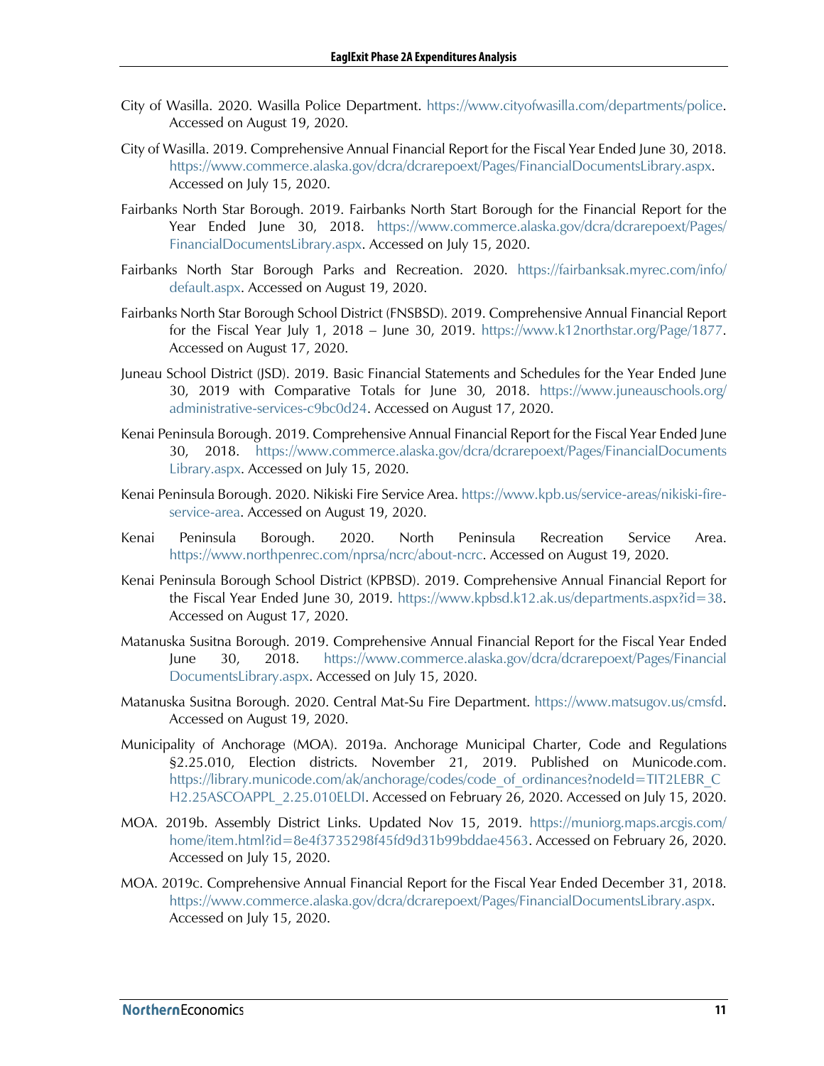City of Wasilla. 2020. Wasilla Police Department. https://www.cityofwasilla.com/departments/police. Accessed on August 19, 2020.

City of Wasilla. 2019. Comprehensive Annual Financial Report for the Fiscal Year Ended June 30, 2018. https://www.commerce.alaska.gov/dcra/dcrarepoext/Pages/FinancialDocumentsLibrary.aspx. Accessed on July 15, 2020.

Fairbanks North Star Borough. 2019. Fairbanks North Start Borough for the Financial Report for the Year Ended June 30, 2018. https://www.commerce.alaska.gov/dcra/dcrarepoext/Pages/FinancialDocumentsLibrary.aspx. Accessed on July 15, 2020.

Fairbanks North Star Borough Parks and Recreation. 2020. https://fairbanksak.myrec.com/info/default.aspx. Accessed on August 19, 2020.

Fairbanks North Star Borough School District (FNSBSD). 2019. Comprehensive Annual Financial Report for the Fiscal Year July 1, 2018 – June 30, 2019. https://www.k12northstar.org/Page/1877. Accessed on August 17, 2020.

Juneau School District (JSD). 2019. Basic Financial Statements and Schedules for the Year Ended June 30, 2019 with Comparative Totals for June 30, 2018. https://www.juneauschools.org/administrative-services-c9bc0d24. Accessed on August 17, 2020.

Kenai Peninsula Borough. 2019. Comprehensive Annual Financial Report for the Fiscal Year Ended June 30, 2018. https://www.commerce.alaska.gov/dcra/dcrarepoext/Pages/FinancialDocumentsLibrary.aspx. Accessed on July 15, 2020.

Kenai Peninsula Borough. 2020. Nikiski Fire Service Area. https://www.kpb.us/service-areas/nikiski-fire-service-area. Accessed on August 19, 2020.

Kenai Peninsula Borough. 2020. North Peninsula Recreation Service Area. https://www.northpenrec.com/nprsa/ncrc/about-ncrc. Accessed on August 19, 2020.

Kenai Peninsula Borough School District (KPBSD). 2019. Comprehensive Annual Financial Report for the Fiscal Year Ended June 30, 2019. https://www.kpbsd.k12.ak.us/departments.aspx?id=38. Accessed on August 17, 2020.

Matanuska Susitna Borough. 2019. Comprehensive Annual Financial Report for the Fiscal Year Ended June 30, 2018. https://www.commerce.alaska.gov/dcra/dcrarepoext/Pages/FinancialDocumentsLibrary.aspx. Accessed on July 15, 2020.

Matanuska Susitna Borough. 2020. Central Mat-Su Fire Department. https://www.matsugov.us/cmsfd. Accessed on August 19, 2020.

Municipality of Anchorage (MOA). 2019a. Anchorage Municipal Charter, Code and Regulations §2.25.010, Election districts. November 21, 2019. Published on Municode.com. https://library.municode.com/ak/anchorage/codes/code_of_ordinances?nodeId=TIT2LEBR_CH2.25ASCOAPPL_2.25.010ELDI. Accessed on February 26, 2020. Accessed on July 15, 2020.

MOA. 2019b. Assembly District Links. Updated Nov 15, 2019. https://muniorg.maps.arcgis.com/home/item.html?id=8e4f3735298f45fd9d31b99bddae4563. Accessed on February 26, 2020. Accessed on July 15, 2020.

MOA. 2019c. Comprehensive Annual Financial Report for the Fiscal Year Ended December 31, 2018. https://www.commerce.alaska.gov/dcra/dcrarepoext/Pages/FinancialDocumentsLibrary.aspx. Accessed on July 15, 2020.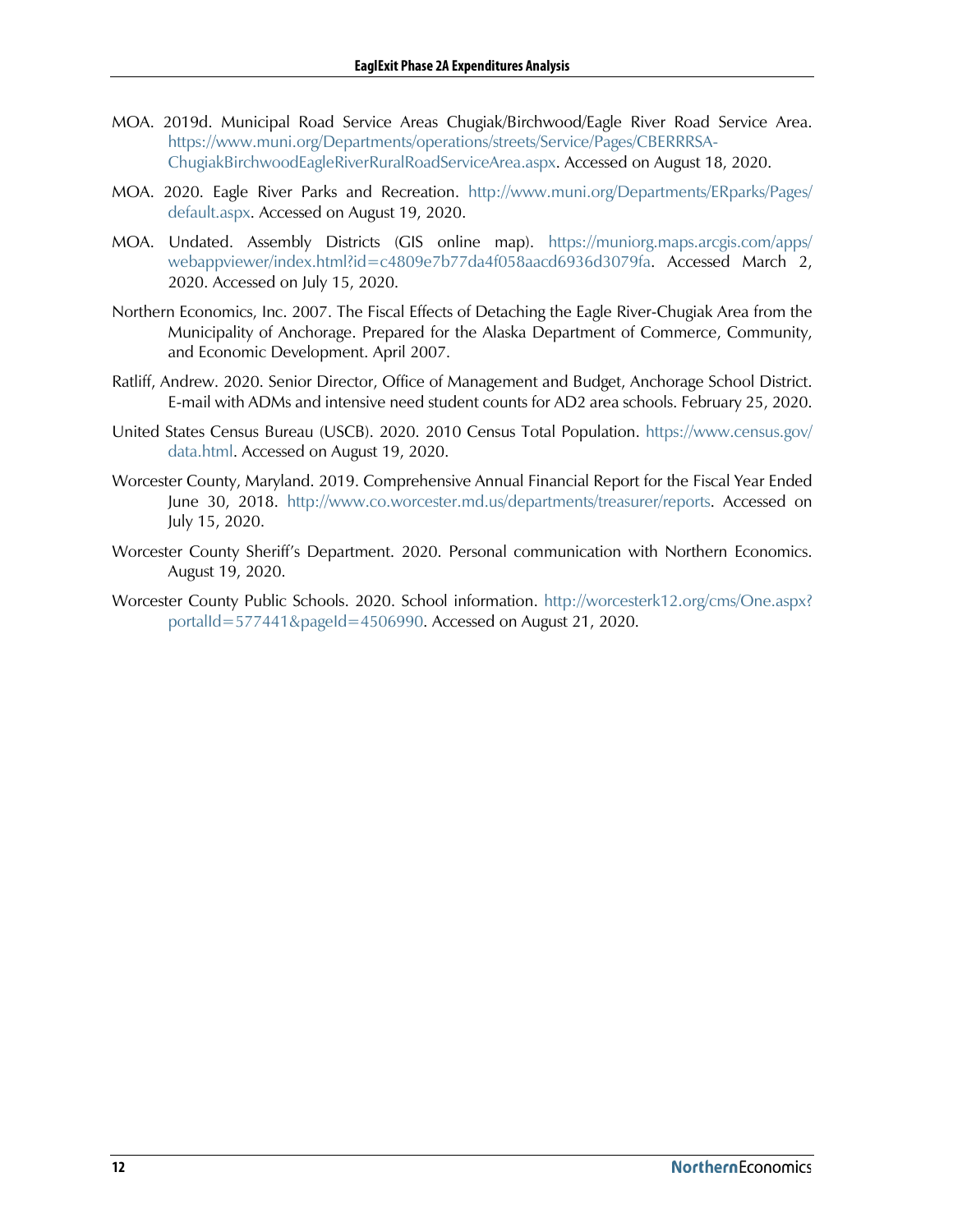MOA. 2019d. Municipal Road Service Areas Chugiak/Birchwood/Eagle River Road Service Area. https://www.muni.org/Departments/operations/streets/Service/Pages/CBERRRSA-ChugiakBirchwoodEagleRiverRuralRoadServiceArea.aspx. Accessed on August 18, 2020.

MOA. 2020. Eagle River Parks and Recreation. http://www.muni.org/Departments/ERparks/Pages/default.aspx. Accessed on August 19, 2020.

MOA. Undated. Assembly Districts (GIS online map). https://muniorg.maps.arcgis.com/apps/webappviewer/index.html?id=c4809e7b77da4f058aacd6936d3079fa. Accessed March 2, 2020. Accessed on July 15, 2020.

Northern Economics, Inc. 2007. The Fiscal Effects of Detaching the Eagle River-Chugiak Area from the Municipality of Anchorage. Prepared for the Alaska Department of Commerce, Community, and Economic Development. April 2007.

Ratliff, Andrew. 2020. Senior Director, Office of Management and Budget, Anchorage School District. E-mail with ADMs and intensive need student counts for AD2 area schools. February 25, 2020.

United States Census Bureau (USCB). 2020. 2010 Census Total Population. https://www.census.gov/data.html. Accessed on August 19, 2020.

Worcester County, Maryland. 2019. Comprehensive Annual Financial Report for the Fiscal Year Ended June 30, 2018. http://www.co.worcester.md.us/departments/treasurer/reports. Accessed on July 15, 2020.

Worcester County Sheriff's Department. 2020. Personal communication with Northern Economics. August 19, 2020.

Worcester County Public Schools. 2020. School information. http://worcesterk12.org/cms/One.aspx?portalId=577441&pageId=4506990. Accessed on August 21, 2020.